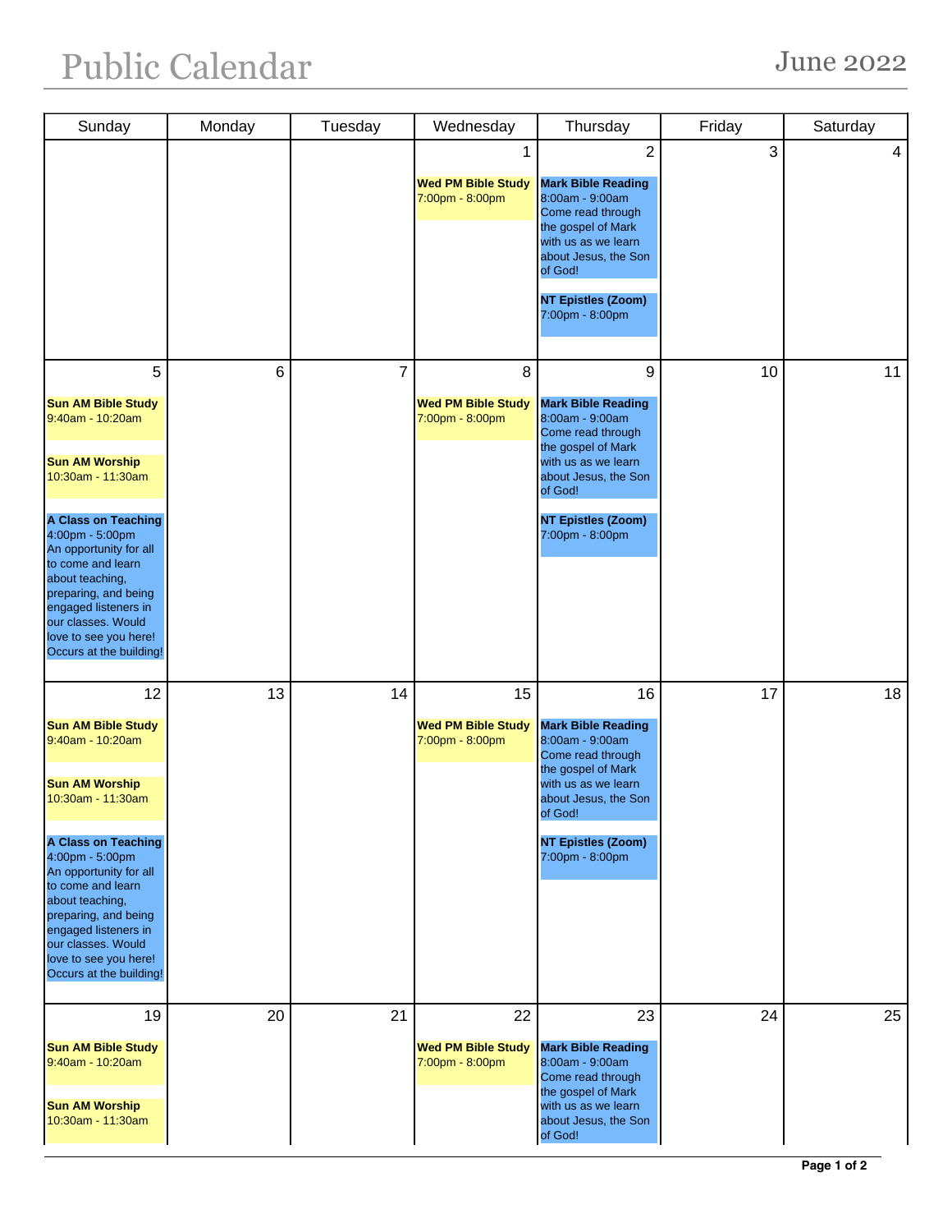# Public Calendar

## June 2022

| Sunday | Monday | Tuesday | Wednesday | Thursday | Friday | Saturday |
|---|---|---|---|---|---|---|
| | | | 1<br><br>**Wed PM Bible Study**<br>7:00pm - 8:00pm | 2<br><br>**Mark Bible Reading**<br>8:00am - 9:00am<br>Come read through the gospel of Mark with us as we learn about Jesus, the Son of God!<br><br>**NT Epistles (Zoom)**<br>7:00pm - 8:00pm | 3 | 4 |
| 5<br><br>**Sun AM Bible Study**<br>9:40am - 10:20am<br><br>**Sun AM Worship**<br>10:30am - 11:30am<br><br>**A Class on Teaching**<br>4:00pm - 5:00pm<br>An opportunity for all to come and learn about teaching, preparing, and being engaged listeners in our classes. Would love to see you here! Occurs at the building! | 6 | 7 | 8<br><br>**Wed PM Bible Study**<br>7:00pm - 8:00pm | 9<br><br>**Mark Bible Reading**<br>8:00am - 9:00am<br>Come read through the gospel of Mark with us as we learn about Jesus, the Son of God!<br><br>**NT Epistles (Zoom)**<br>7:00pm - 8:00pm | 10 | 11 |
| 12<br><br>**Sun AM Bible Study**<br>9:40am - 10:20am<br><br>**Sun AM Worship**<br>10:30am - 11:30am<br><br>**A Class on Teaching**<br>4:00pm - 5:00pm<br>An opportunity for all to come and learn about teaching, preparing, and being engaged listeners in our classes. Would love to see you here! Occurs at the building! | 13 | 14 | 15<br><br>**Wed PM Bible Study**<br>7:00pm - 8:00pm | 16<br><br>**Mark Bible Reading**<br>8:00am - 9:00am<br>Come read through the gospel of Mark with us as we learn about Jesus, the Son of God!<br><br>**NT Epistles (Zoom)**<br>7:00pm - 8:00pm | 17 | 18 |
| 19<br><br>**Sun AM Bible Study**<br>9:40am - 10:20am<br><br>**Sun AM Worship**<br>10:30am - 11:30am | 20 | 21 | 22<br><br>**Wed PM Bible Study**<br>7:00pm - 8:00pm | 23<br><br>**Mark Bible Reading**<br>8:00am - 9:00am<br>Come read through the gospel of Mark with us as we learn about Jesus, the Son of God! | 24 | 25 |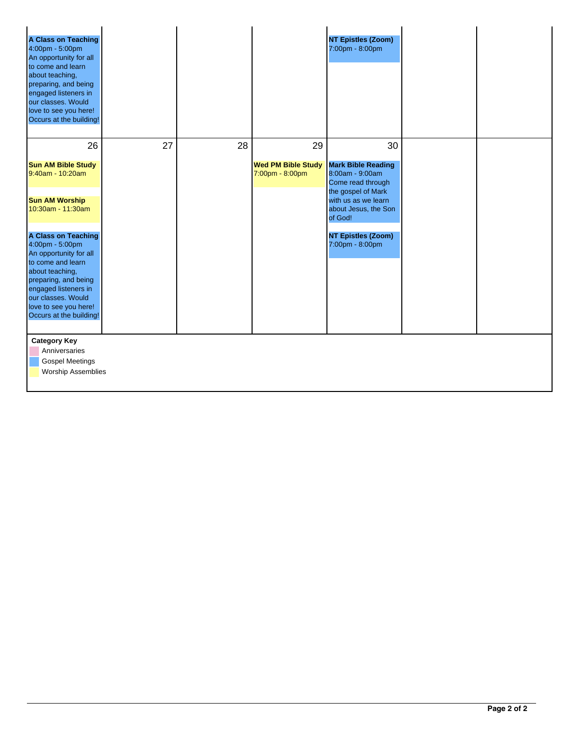| | | | | | | |
|---|---|---|---|---|---|---|
| **A Class on Teaching** 4:00pm - 5:00pm An opportunity for all to come and learn about teaching, preparing, and being engaged listeners in our classes. Would love to see you here! Occurs at the building! | | | | **NT Epistles (Zoom)** 7:00pm - 8:00pm | | |
| 26 **Sun AM Bible Study** 9:40am - 10:20am **Sun AM Worship** 10:30am - 11:30am **A Class on Teaching** 4:00pm - 5:00pm An opportunity for all to come and learn about teaching, preparing, and being engaged listeners in our classes. Would love to see you here! Occurs at the building! | 27 | 28 | 29 **Wed PM Bible Study** 7:00pm - 8:00pm | 30 **Mark Bible Reading** 8:00am - 9:00am Come read through the gospel of Mark with us as we learn about Jesus, the Son of God! **NT Epistles (Zoom)** 7:00pm - 8:00pm | | |

**Category Key**

- Anniversaries
- Gospel Meetings
- Worship Assemblies